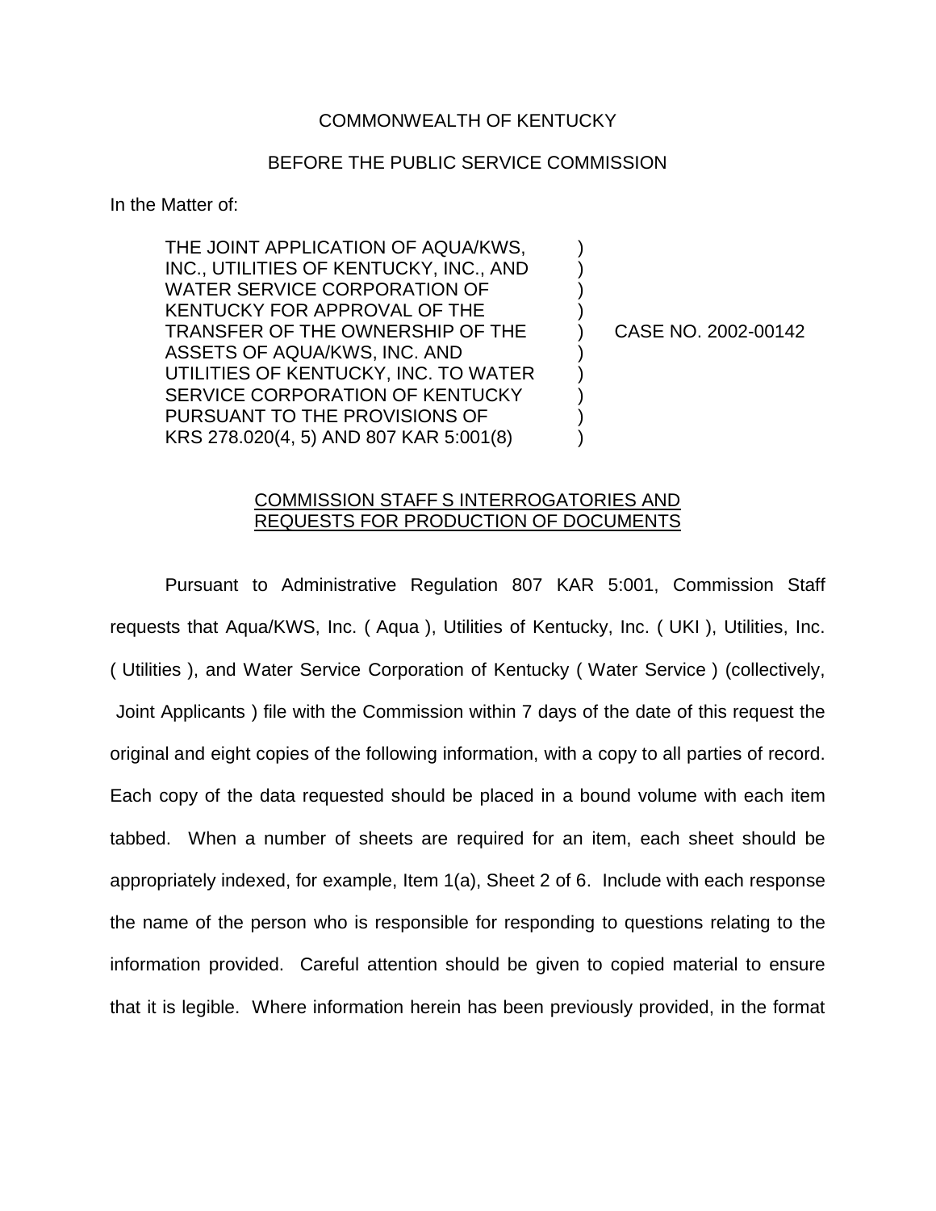COMMONWEALTH OF KENTUCKY

BEFORE THE PUBLIC SERVICE COMMISSION

In the Matter of:

| | | |
|---|---|---|
| THE JOINT APPLICATION OF AQUA/KWS, INC., UTILITIES OF KENTUCKY, INC., AND WATER SERVICE CORPORATION OF KENTUCKY FOR APPROVAL OF THE TRANSFER OF THE OWNERSHIP OF THE ASSETS OF AQUA/KWS, INC. AND UTILITIES OF KENTUCKY, INC. TO WATER SERVICE CORPORATION OF KENTUCKY PURSUANT TO THE PROVISIONS OF KRS 278.020(4, 5) AND 807 KAR 5:001(8) | ) | CASE NO. 2002-00142 |

COMMISSION STAFF S INTERROGATORIES AND REQUESTS FOR PRODUCTION OF DOCUMENTS

Pursuant to Administrative Regulation 807 KAR 5:001, Commission Staff requests that Aqua/KWS, Inc. ( Aqua ), Utilities of Kentucky, Inc. ( UKI ), Utilities, Inc. ( Utilities ), and Water Service Corporation of Kentucky ( Water Service ) (collectively, Joint Applicants ) file with the Commission within 7 days of the date of this request the original and eight copies of the following information, with a copy to all parties of record. Each copy of the data requested should be placed in a bound volume with each item tabbed. When a number of sheets are required for an item, each sheet should be appropriately indexed, for example, Item 1(a), Sheet 2 of 6. Include with each response the name of the person who is responsible for responding to questions relating to the information provided. Careful attention should be given to copied material to ensure that it is legible. Where information herein has been previously provided, in the format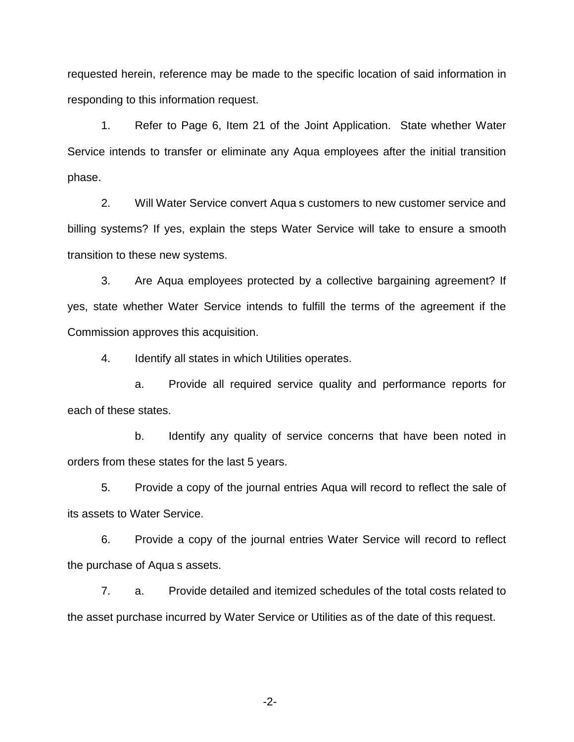requested herein, reference may be made to the specific location of said information in responding to this information request.

1. Refer to Page 6, Item 21 of the Joint Application. State whether Water Service intends to transfer or eliminate any Aqua employees after the initial transition phase.

2. Will Water Service convert Aqua s customers to new customer service and billing systems? If yes, explain the steps Water Service will take to ensure a smooth transition to these new systems.

3. Are Aqua employees protected by a collective bargaining agreement? If yes, state whether Water Service intends to fulfill the terms of the agreement if the Commission approves this acquisition.

4. Identify all states in which Utilities operates.

   a. Provide all required service quality and performance reports for each of these states.

   b. Identify any quality of service concerns that have been noted in orders from these states for the last 5 years.

5. Provide a copy of the journal entries Aqua will record to reflect the sale of its assets to Water Service.

6. Provide a copy of the journal entries Water Service will record to reflect the purchase of Aqua s assets.

7. a. Provide detailed and itemized schedules of the total costs related to the asset purchase incurred by Water Service or Utilities as of the date of this request.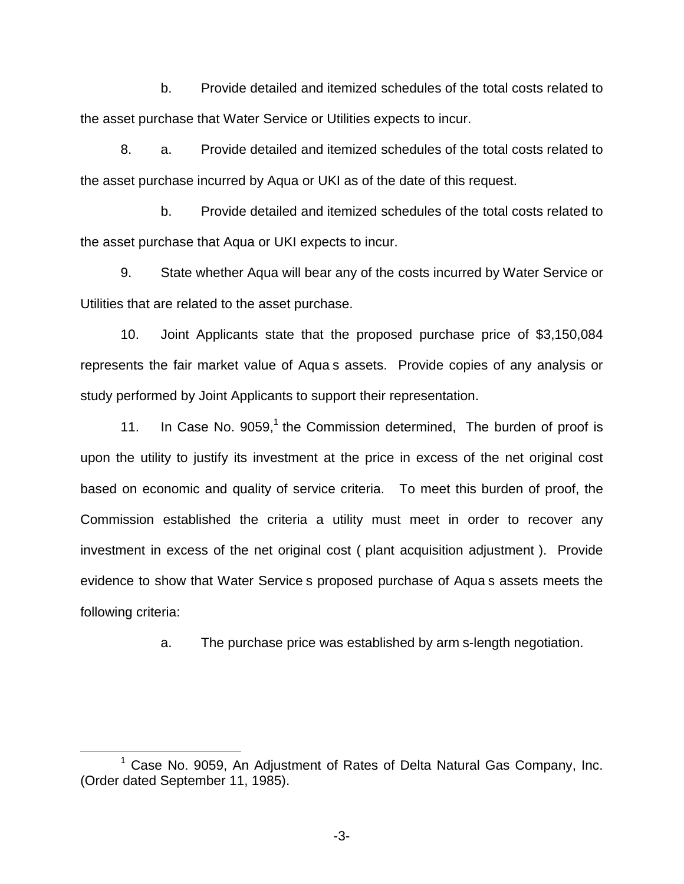b. Provide detailed and itemized schedules of the total costs related to the asset purchase that Water Service or Utilities expects to incur.

8. a. Provide detailed and itemized schedules of the total costs related to the asset purchase incurred by Aqua or UKI as of the date of this request.

b. Provide detailed and itemized schedules of the total costs related to the asset purchase that Aqua or UKI expects to incur.

9. State whether Aqua will bear any of the costs incurred by Water Service or Utilities that are related to the asset purchase.

10. Joint Applicants state that the proposed purchase price of $3,150,084 represents the fair market value of Aqua s assets. Provide copies of any analysis or study performed by Joint Applicants to support their representation.

11. In Case No. 9059,[1] the Commission determined, The burden of proof is upon the utility to justify its investment at the price in excess of the net original cost based on economic and quality of service criteria. To meet this burden of proof, the Commission established the criteria a utility must meet in order to recover any investment in excess of the net original cost ( plant acquisition adjustment ). Provide evidence to show that Water Service s proposed purchase of Aqua s assets meets the following criteria:

a. The purchase price was established by arm s-length negotiation.

[1] Case No. 9059, An Adjustment of Rates of Delta Natural Gas Company, Inc. (Order dated September 11, 1985).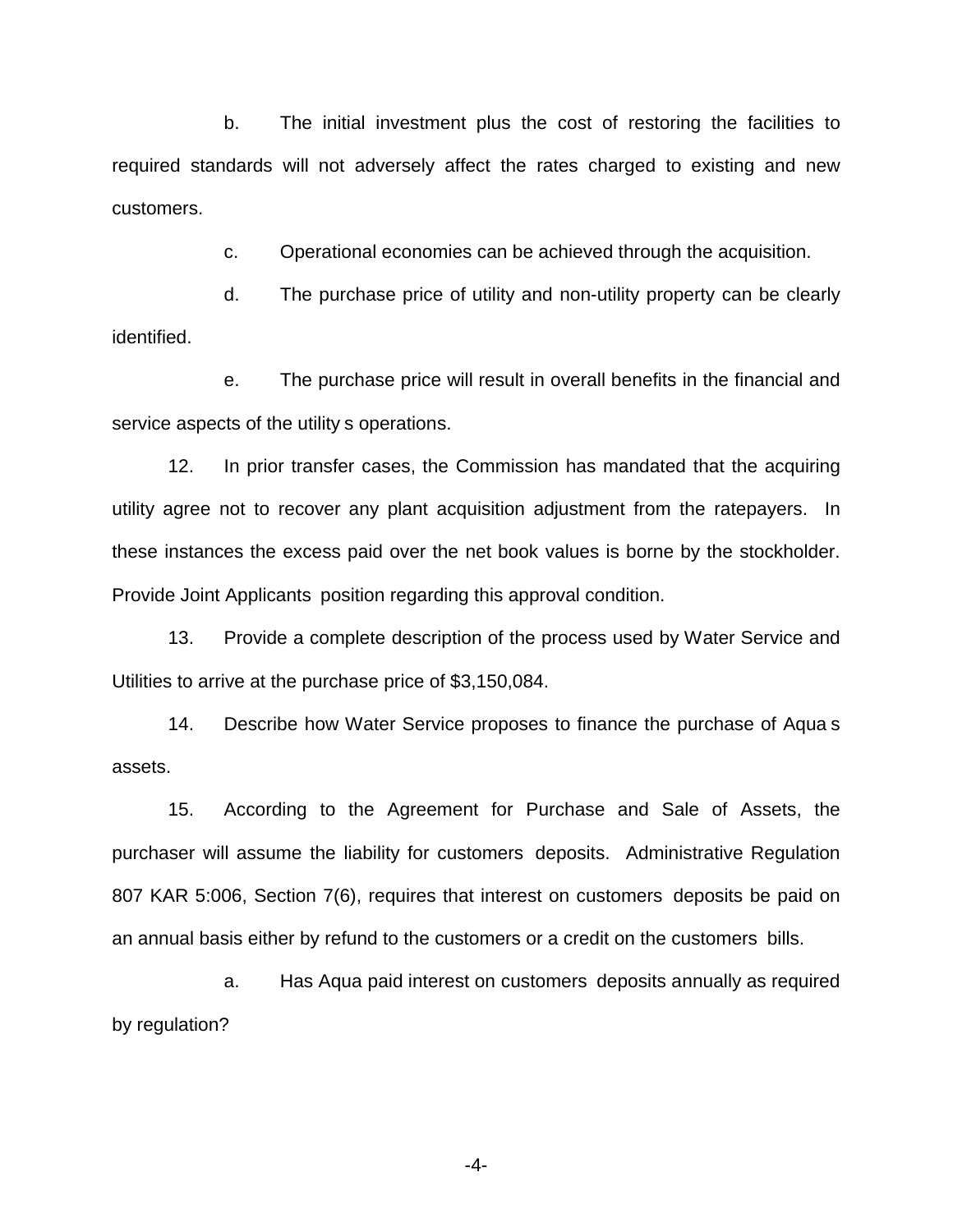b. The initial investment plus the cost of restoring the facilities to required standards will not adversely affect the rates charged to existing and new customers.

c. Operational economies can be achieved through the acquisition.

d. The purchase price of utility and non-utility property can be clearly identified.

e. The purchase price will result in overall benefits in the financial and service aspects of the utility s operations.

12. In prior transfer cases, the Commission has mandated that the acquiring utility agree not to recover any plant acquisition adjustment from the ratepayers. In these instances the excess paid over the net book values is borne by the stockholder. Provide Joint Applicants position regarding this approval condition.

13. Provide a complete description of the process used by Water Service and Utilities to arrive at the purchase price of $3,150,084.

14. Describe how Water Service proposes to finance the purchase of Aqua s assets.

15. According to the Agreement for Purchase and Sale of Assets, the purchaser will assume the liability for customers deposits. Administrative Regulation 807 KAR 5:006, Section 7(6), requires that interest on customers deposits be paid on an annual basis either by refund to the customers or a credit on the customers bills.

a. Has Aqua paid interest on customers deposits annually as required by regulation?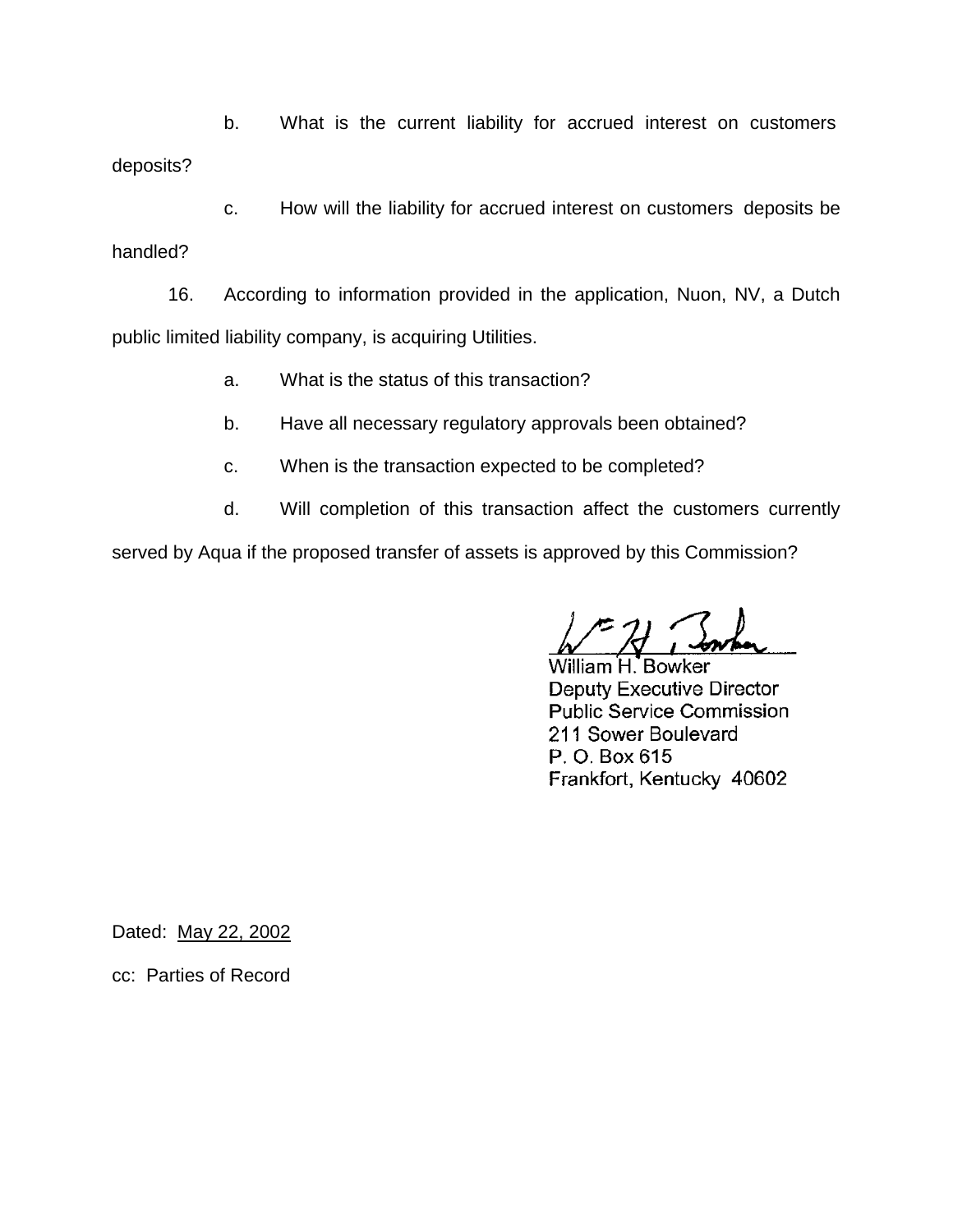b. What is the current liability for accrued interest on customers deposits?

c. How will the liability for accrued interest on customers deposits be handled?

16. According to information provided in the application, Nuon, NV, a Dutch public limited liability company, is acquiring Utilities.

a. What is the status of this transaction?

b. Have all necessary regulatory approvals been obtained?

c. When is the transaction expected to be completed?

d. Will completion of this transaction affect the customers currently served by Aqua if the proposed transfer of assets is approved by this Commission?

William H. Bowker
Deputy Executive Director
Public Service Commission
211 Sower Boulevard
P. O. Box 615
Frankfort, Kentucky 40602

Dated: May 22, 2002

cc: Parties of Record